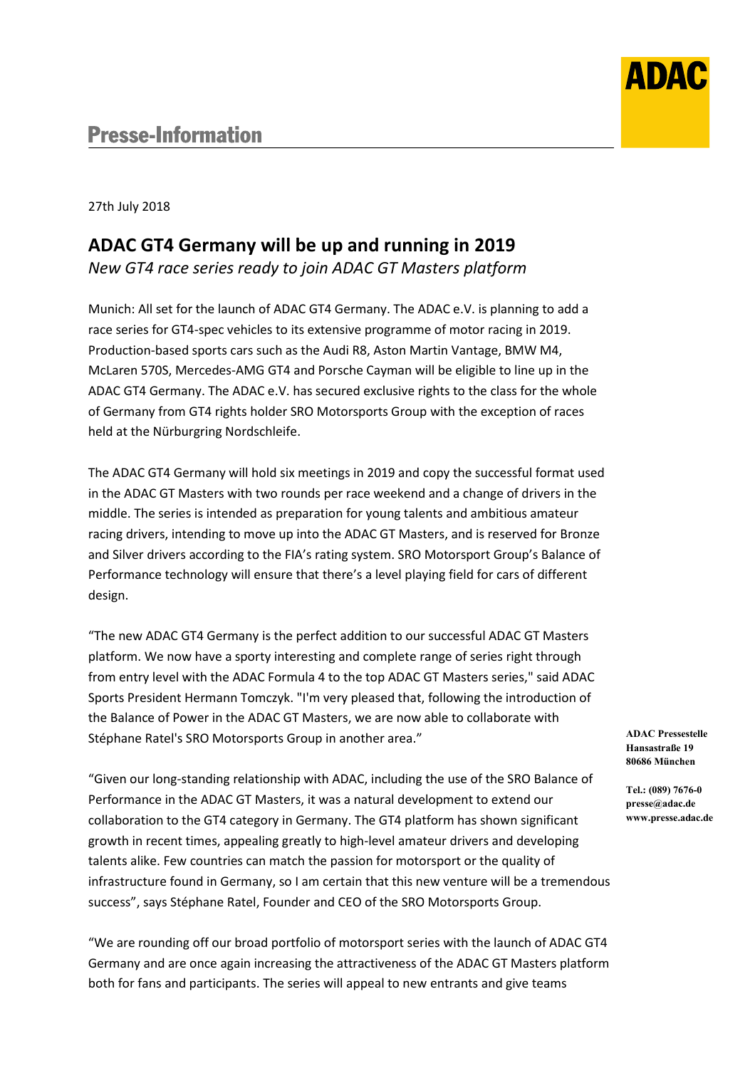# Presse-Information

27th July 2018

## ADAC GT4 Germany will be up and running in 2019

*New GT4 race series ready to join ADAC GT Masters platform*

Munich: All set for the launch of ADAC GT4 Germany. The ADAC e.V. is planning to add a race series for GT4-spec vehicles to its extensive programme of motor racing in 2019. Production-based sports cars such as the Audi R8, Aston Martin Vantage, BMW M4, McLaren 570S, Mercedes-AMG GT4 and Porsche Cayman will be eligible to line up in the ADAC GT4 Germany. The ADAC e.V. has secured exclusive rights to the class for the whole of Germany from GT4 rights holder SRO Motorsports Group with the exception of races held at the Nürburgring Nordschleife.

The ADAC GT4 Germany will hold six meetings in 2019 and copy the successful format used in the ADAC GT Masters with two rounds per race weekend and a change of drivers in the middle. The series is intended as preparation for young talents and ambitious amateur racing drivers, intending to move up into the ADAC GT Masters, and is reserved for Bronze and Silver drivers according to the FIA's rating system. SRO Motorsport Group's Balance of Performance technology will ensure that there's a level playing field for cars of different design.

"The new ADAC GT4 Germany is the perfect addition to our successful ADAC GT Masters platform. We now have a sporty interesting and complete range of series right through from entry level with the ADAC Formula 4 to the top ADAC GT Masters series," said ADAC Sports President Hermann Tomczyk. "I'm very pleased that, following the introduction of the Balance of Power in the ADAC GT Masters, we are now able to collaborate with Stéphane Ratel's SRO Motorsports Group in another area."

"Given our long-standing relationship with ADAC, including the use of the SRO Balance of Performance in the ADAC GT Masters, it was a natural development to extend our collaboration to the GT4 category in Germany. The GT4 platform has shown significant growth in recent times, appealing greatly to high-level amateur drivers and developing talents alike. Few countries can match the passion for motorsport or the quality of infrastructure found in Germany, so I am certain that this new venture will be a tremendous success", says Stéphane Ratel, Founder and CEO of the SRO Motorsports Group.

"We are rounding off our broad portfolio of motorsport series with the launch of ADAC GT4 Germany and are once again increasing the attractiveness of the ADAC GT Masters platform both for fans and participants. The series will appeal to new entrants and give teams

**ADAC Pressestelle**
**Hansastraße 19**
**80686 München**

**Tel.: (089) 7676-0**
**presse@adac.de**
**www.presse.adac.de**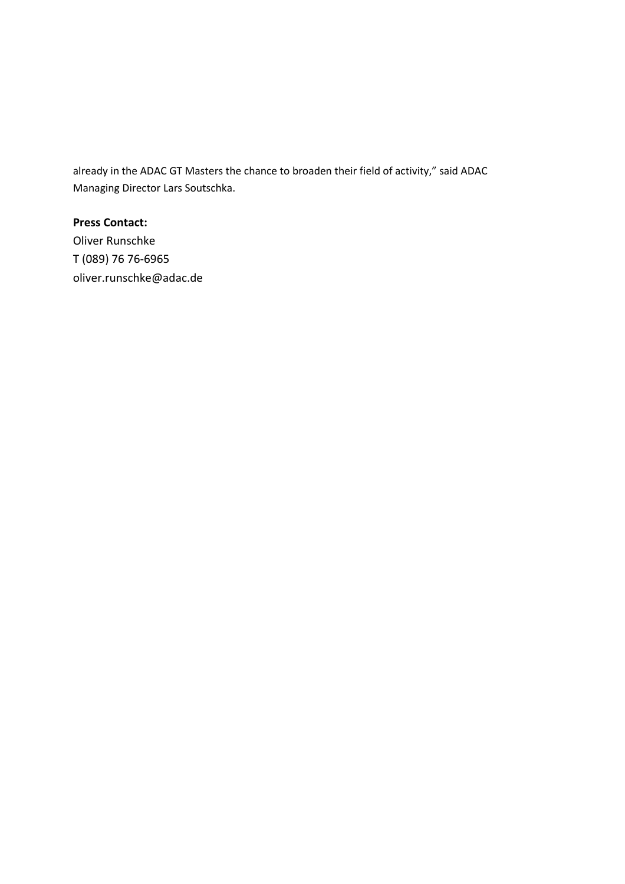already in the ADAC GT Masters the chance to broaden their field of activity," said ADAC Managing Director Lars Soutschka.

**Press Contact:**
Oliver Runschke
T (089) 76 76-6965
oliver.runschke@adac.de